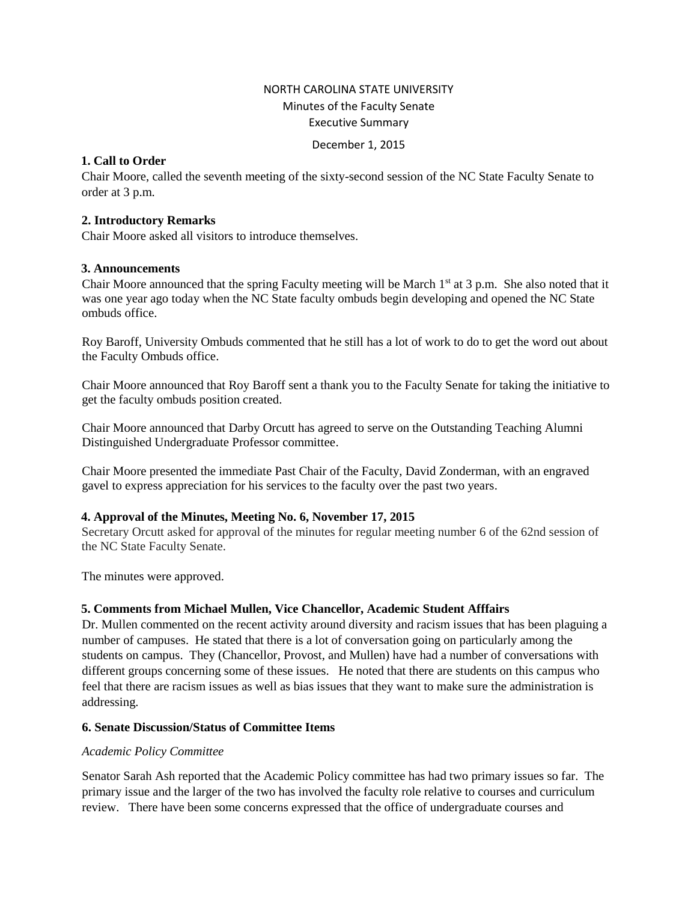NORTH CAROLINA STATE UNIVERSITY

Minutes of the Faculty Senate

Executive Summary

December 1, 2015

**1. Call to Order**

Chair Moore, called the seventh meeting of the sixty-second session of the NC State Faculty Senate to order at 3 p.m.

**2. Introductory Remarks**

Chair Moore asked all visitors to introduce themselves.

**3. Announcements**

Chair Moore announced that the spring Faculty meeting will be March 1st at 3 p.m. She also noted that it was one year ago today when the NC State faculty ombuds begin developing and opened the NC State ombuds office.

Roy Baroff, University Ombuds commented that he still has a lot of work to do to get the word out about the Faculty Ombuds office.

Chair Moore announced that Roy Baroff sent a thank you to the Faculty Senate for taking the initiative to get the faculty ombuds position created.

Chair Moore announced that Darby Orcutt has agreed to serve on the Outstanding Teaching Alumni Distinguished Undergraduate Professor committee.

Chair Moore presented the immediate Past Chair of the Faculty, David Zonderman, with an engraved gavel to express appreciation for his services to the faculty over the past two years.

**4. Approval of the Minutes, Meeting No. 6, November 17, 2015**

Secretary Orcutt asked for approval of the minutes for regular meeting number 6 of the 62nd session of the NC State Faculty Senate.

The minutes were approved.

**5. Comments from Michael Mullen, Vice Chancellor, Academic Student Afffairs**

Dr. Mullen commented on the recent activity around diversity and racism issues that has been plaguing a number of campuses. He stated that there is a lot of conversation going on particularly among the students on campus. They (Chancellor, Provost, and Mullen) have had a number of conversations with different groups concerning some of these issues. He noted that there are students on this campus who feel that there are racism issues as well as bias issues that they want to make sure the administration is addressing.

**6. Senate Discussion/Status of Committee Items**

*Academic Policy Committee*

Senator Sarah Ash reported that the Academic Policy committee has had two primary issues so far. The primary issue and the larger of the two has involved the faculty role relative to courses and curriculum review. There have been some concerns expressed that the office of undergraduate courses and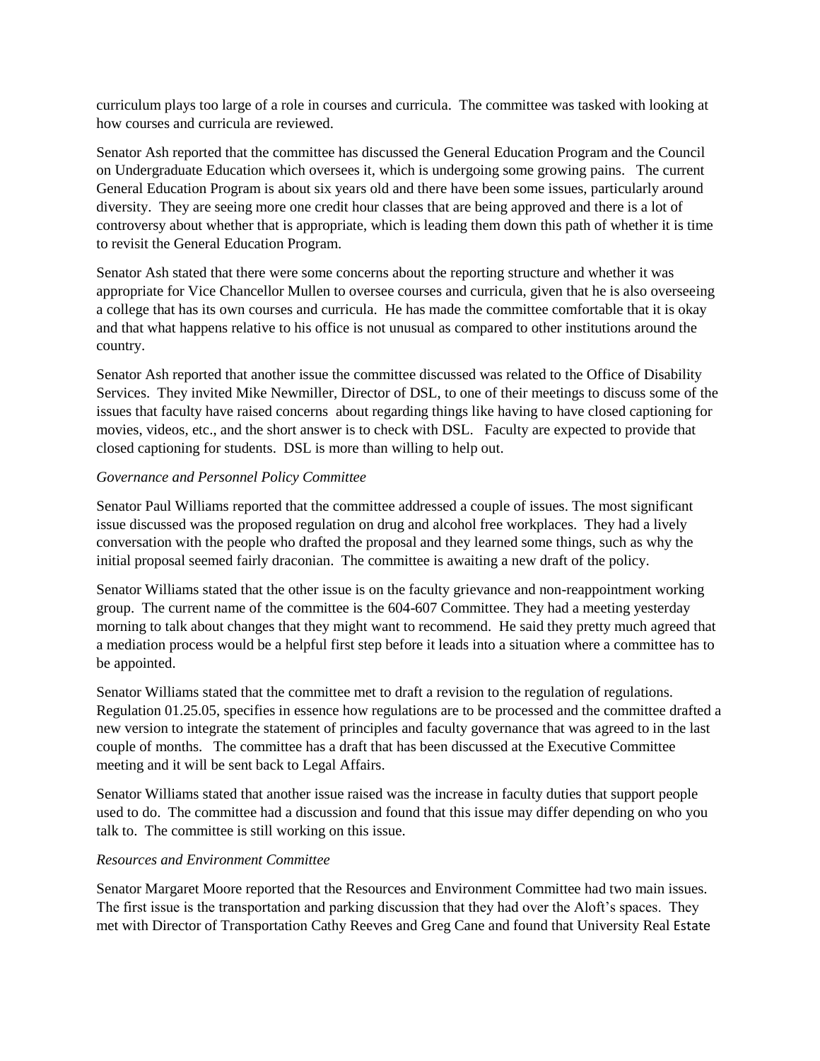curriculum plays too large of a role in courses and curricula. The committee was tasked with looking at how courses and curricula are reviewed.

Senator Ash reported that the committee has discussed the General Education Program and the Council on Undergraduate Education which oversees it, which is undergoing some growing pains. The current General Education Program is about six years old and there have been some issues, particularly around diversity. They are seeing more one credit hour classes that are being approved and there is a lot of controversy about whether that is appropriate, which is leading them down this path of whether it is time to revisit the General Education Program.

Senator Ash stated that there were some concerns about the reporting structure and whether it was appropriate for Vice Chancellor Mullen to oversee courses and curricula, given that he is also overseeing a college that has its own courses and curricula. He has made the committee comfortable that it is okay and that what happens relative to his office is not unusual as compared to other institutions around the country.

Senator Ash reported that another issue the committee discussed was related to the Office of Disability Services. They invited Mike Newmiller, Director of DSL, to one of their meetings to discuss some of the issues that faculty have raised concerns about regarding things like having to have closed captioning for movies, videos, etc., and the short answer is to check with DSL. Faculty are expected to provide that closed captioning for students. DSL is more than willing to help out.

*Governance and Personnel Policy Committee*

Senator Paul Williams reported that the committee addressed a couple of issues. The most significant issue discussed was the proposed regulation on drug and alcohol free workplaces. They had a lively conversation with the people who drafted the proposal and they learned some things, such as why the initial proposal seemed fairly draconian. The committee is awaiting a new draft of the policy.

Senator Williams stated that the other issue is on the faculty grievance and non-reappointment working group. The current name of the committee is the 604-607 Committee. They had a meeting yesterday morning to talk about changes that they might want to recommend. He said they pretty much agreed that a mediation process would be a helpful first step before it leads into a situation where a committee has to be appointed.

Senator Williams stated that the committee met to draft a revision to the regulation of regulations. Regulation 01.25.05, specifies in essence how regulations are to be processed and the committee drafted a new version to integrate the statement of principles and faculty governance that was agreed to in the last couple of months. The committee has a draft that has been discussed at the Executive Committee meeting and it will be sent back to Legal Affairs.

Senator Williams stated that another issue raised was the increase in faculty duties that support people used to do. The committee had a discussion and found that this issue may differ depending on who you talk to. The committee is still working on this issue.

*Resources and Environment Committee*

Senator Margaret Moore reported that the Resources and Environment Committee had two main issues. The first issue is the transportation and parking discussion that they had over the Aloft's spaces. They met with Director of Transportation Cathy Reeves and Greg Cane and found that University Real Estate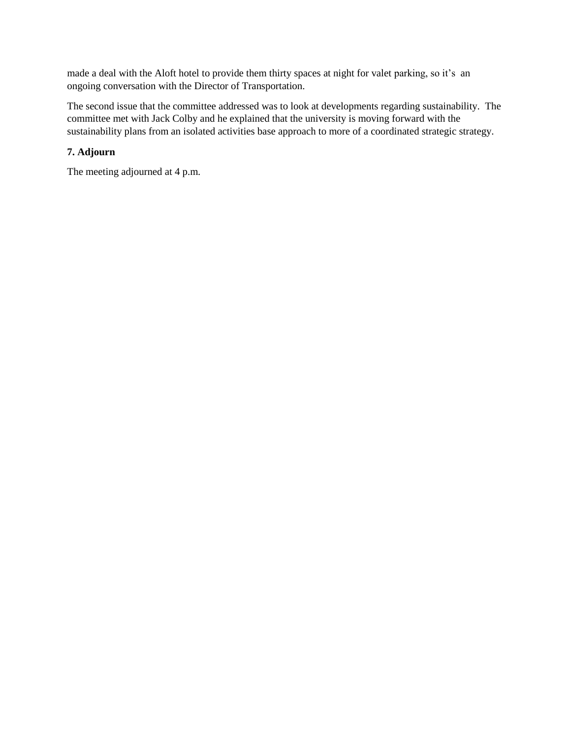made a deal with the Aloft hotel to provide them thirty spaces at night for valet parking, so it's an ongoing conversation with the Director of Transportation.

The second issue that the committee addressed was to look at developments regarding sustainability. The committee met with Jack Colby and he explained that the university is moving forward with the sustainability plans from an isolated activities base approach to more of a coordinated strategic strategy.

**7. Adjourn**

The meeting adjourned at 4 p.m.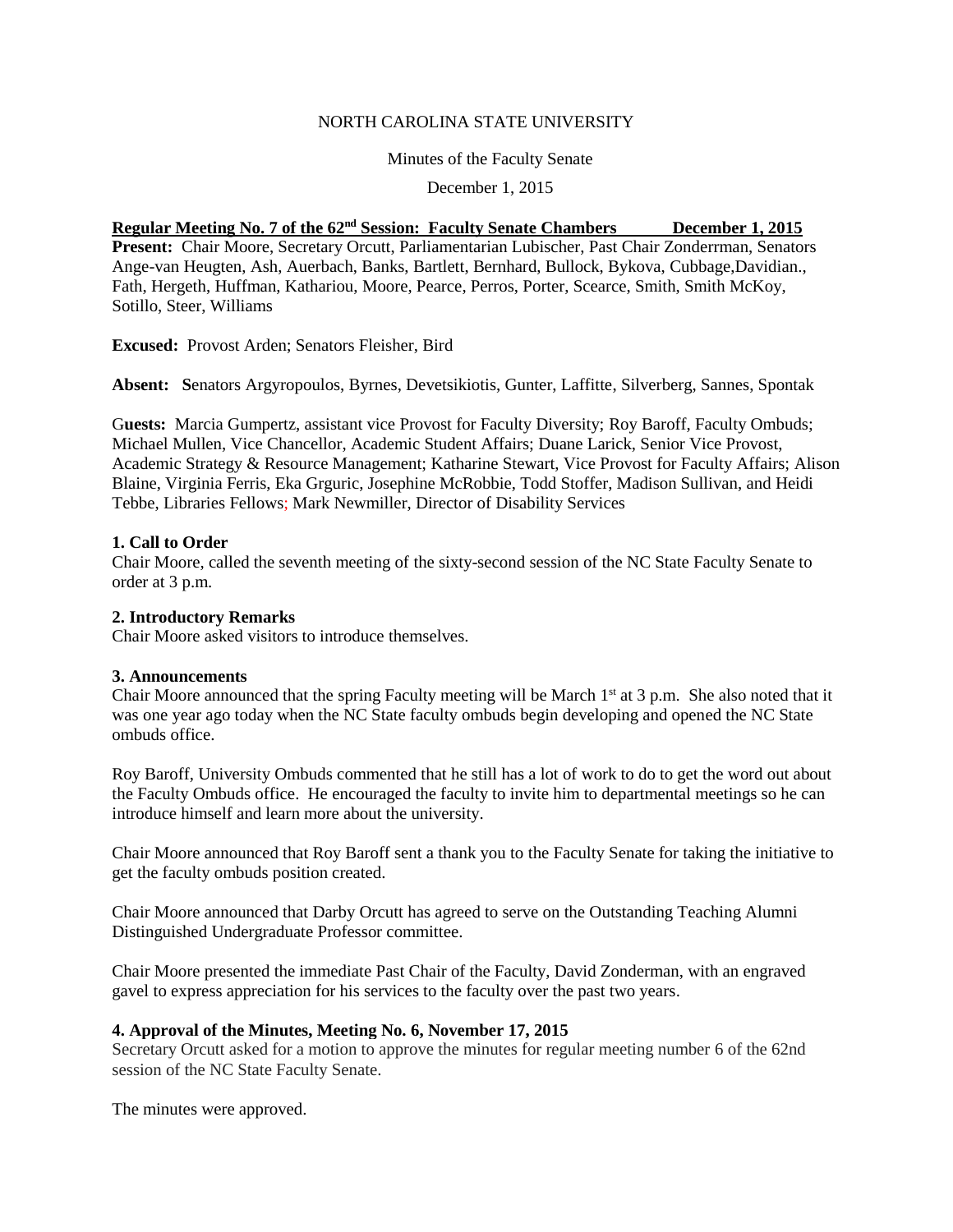NORTH CAROLINA STATE UNIVERSITY

Minutes of the Faculty Senate

December 1, 2015

**Regular Meeting No. 7 of the 62nd Session: Faculty Senate Chambers December 1, 2015**

**Present:** Chair Moore, Secretary Orcutt, Parliamentarian Lubischer, Past Chair Zonderrman, Senators Ange-van Heugten, Ash, Auerbach, Banks, Bartlett, Bernhard, Bullock, Bykova, Cubbage,Davidian., Fath, Hergeth, Huffman, Kathariou, Moore, Pearce, Perros, Porter, Scearce, Smith, Smith McKoy, Sotillo, Steer, Williams

**Excused:** Provost Arden; Senators Fleisher, Bird

**Absent:** Senators Argyropoulos, Byrnes, Devetsikiotis, Gunter, Laffitte, Silverberg, Sannes, Spontak

**Guests:** Marcia Gumpertz, assistant vice Provost for Faculty Diversity; Roy Baroff, Faculty Ombuds; Michael Mullen, Vice Chancellor, Academic Student Affairs; Duane Larick, Senior Vice Provost, Academic Strategy & Resource Management; Katharine Stewart, Vice Provost for Faculty Affairs; Alison Blaine, Virginia Ferris, Eka Grguric, Josephine McRobbie, Todd Stoffer, Madison Sullivan, and Heidi Tebbe, Libraries Fellows; Mark Newmiller, Director of Disability Services

**1. Call to Order**

Chair Moore, called the seventh meeting of the sixty-second session of the NC State Faculty Senate to order at 3 p.m.

**2. Introductory Remarks**

Chair Moore asked visitors to introduce themselves.

**3. Announcements**

Chair Moore announced that the spring Faculty meeting will be March 1st at 3 p.m. She also noted that it was one year ago today when the NC State faculty ombuds begin developing and opened the NC State ombuds office.

Roy Baroff, University Ombuds commented that he still has a lot of work to do to get the word out about the Faculty Ombuds office. He encouraged the faculty to invite him to departmental meetings so he can introduce himself and learn more about the university.

Chair Moore announced that Roy Baroff sent a thank you to the Faculty Senate for taking the initiative to get the faculty ombuds position created.

Chair Moore announced that Darby Orcutt has agreed to serve on the Outstanding Teaching Alumni Distinguished Undergraduate Professor committee.

Chair Moore presented the immediate Past Chair of the Faculty, David Zonderman, with an engraved gavel to express appreciation for his services to the faculty over the past two years.

**4. Approval of the Minutes, Meeting No. 6, November 17, 2015**

Secretary Orcutt asked for a motion to approve the minutes for regular meeting number 6 of the 62nd session of the NC State Faculty Senate.

The minutes were approved.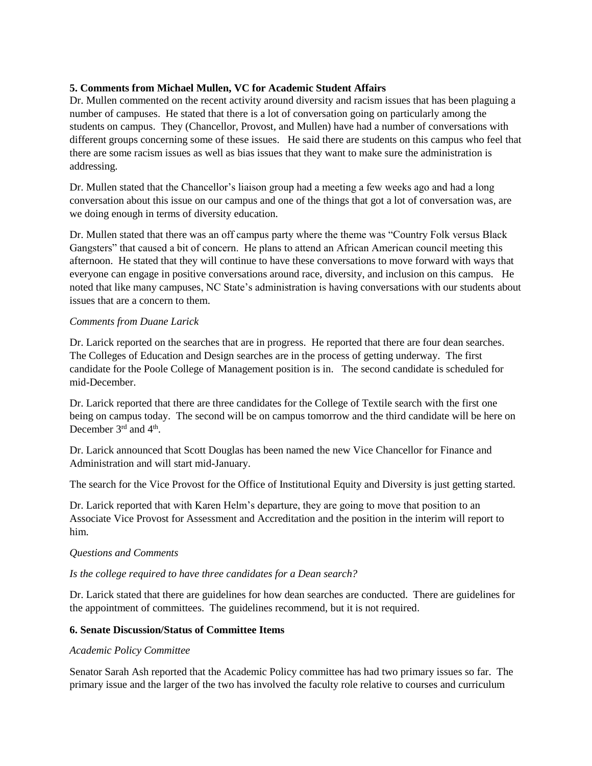**5. Comments from Michael Mullen, VC for Academic Student Affairs**

Dr. Mullen commented on the recent activity around diversity and racism issues that has been plaguing a number of campuses. He stated that there is a lot of conversation going on particularly among the students on campus. They (Chancellor, Provost, and Mullen) have had a number of conversations with different groups concerning some of these issues. He said there are students on this campus who feel that there are some racism issues as well as bias issues that they want to make sure the administration is addressing.

Dr. Mullen stated that the Chancellor's liaison group had a meeting a few weeks ago and had a long conversation about this issue on our campus and one of the things that got a lot of conversation was, are we doing enough in terms of diversity education.

Dr. Mullen stated that there was an off campus party where the theme was "Country Folk versus Black Gangsters" that caused a bit of concern. He plans to attend an African American council meeting this afternoon. He stated that they will continue to have these conversations to move forward with ways that everyone can engage in positive conversations around race, diversity, and inclusion on this campus. He noted that like many campuses, NC State's administration is having conversations with our students about issues that are a concern to them.

*Comments from Duane Larick*

Dr. Larick reported on the searches that are in progress. He reported that there are four dean searches. The Colleges of Education and Design searches are in the process of getting underway. The first candidate for the Poole College of Management position is in. The second candidate is scheduled for mid-December.

Dr. Larick reported that there are three candidates for the College of Textile search with the first one being on campus today. The second will be on campus tomorrow and the third candidate will be here on December 3rd and 4th.

Dr. Larick announced that Scott Douglas has been named the new Vice Chancellor for Finance and Administration and will start mid-January.

The search for the Vice Provost for the Office of Institutional Equity and Diversity is just getting started.

Dr. Larick reported that with Karen Helm's departure, they are going to move that position to an Associate Vice Provost for Assessment and Accreditation and the position in the interim will report to him.

*Questions and Comments*

*Is the college required to have three candidates for a Dean search?*

Dr. Larick stated that there are guidelines for how dean searches are conducted. There are guidelines for the appointment of committees. The guidelines recommend, but it is not required.

**6. Senate Discussion/Status of Committee Items**

*Academic Policy Committee*

Senator Sarah Ash reported that the Academic Policy committee has had two primary issues so far. The primary issue and the larger of the two has involved the faculty role relative to courses and curriculum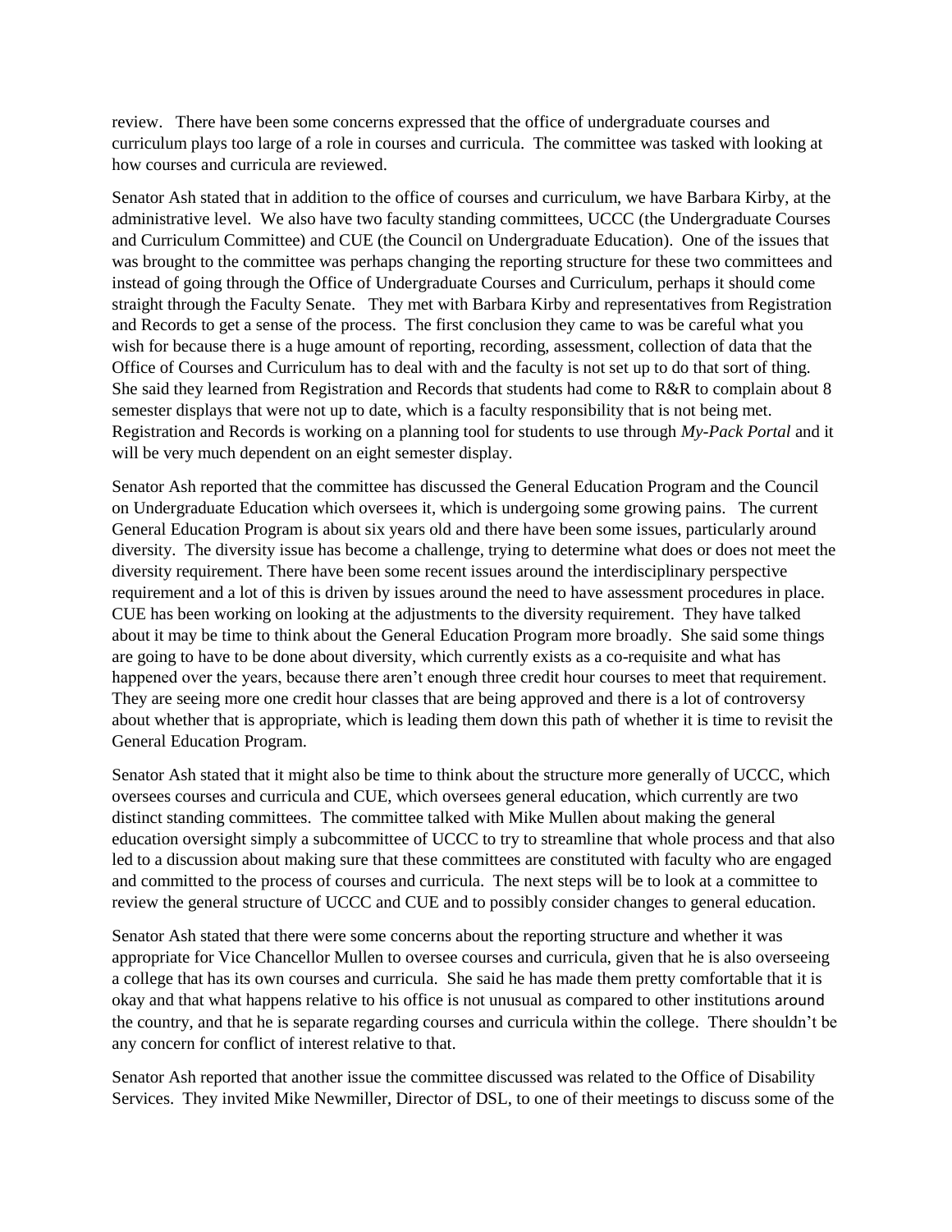review. There have been some concerns expressed that the office of undergraduate courses and curriculum plays too large of a role in courses and curricula. The committee was tasked with looking at how courses and curricula are reviewed.

Senator Ash stated that in addition to the office of courses and curriculum, we have Barbara Kirby, at the administrative level. We also have two faculty standing committees, UCCC (the Undergraduate Courses and Curriculum Committee) and CUE (the Council on Undergraduate Education). One of the issues that was brought to the committee was perhaps changing the reporting structure for these two committees and instead of going through the Office of Undergraduate Courses and Curriculum, perhaps it should come straight through the Faculty Senate. They met with Barbara Kirby and representatives from Registration and Records to get a sense of the process. The first conclusion they came to was be careful what you wish for because there is a huge amount of reporting, recording, assessment, collection of data that the Office of Courses and Curriculum has to deal with and the faculty is not set up to do that sort of thing. She said they learned from Registration and Records that students had come to R&R to complain about 8 semester displays that were not up to date, which is a faculty responsibility that is not being met. Registration and Records is working on a planning tool for students to use through *My-Pack Portal* and it will be very much dependent on an eight semester display.

Senator Ash reported that the committee has discussed the General Education Program and the Council on Undergraduate Education which oversees it, which is undergoing some growing pains. The current General Education Program is about six years old and there have been some issues, particularly around diversity. The diversity issue has become a challenge, trying to determine what does or does not meet the diversity requirement. There have been some recent issues around the interdisciplinary perspective requirement and a lot of this is driven by issues around the need to have assessment procedures in place. CUE has been working on looking at the adjustments to the diversity requirement. They have talked about it may be time to think about the General Education Program more broadly. She said some things are going to have to be done about diversity, which currently exists as a co-requisite and what has happened over the years, because there aren't enough three credit hour courses to meet that requirement. They are seeing more one credit hour classes that are being approved and there is a lot of controversy about whether that is appropriate, which is leading them down this path of whether it is time to revisit the General Education Program.

Senator Ash stated that it might also be time to think about the structure more generally of UCCC, which oversees courses and curricula and CUE, which oversees general education, which currently are two distinct standing committees. The committee talked with Mike Mullen about making the general education oversight simply a subcommittee of UCCC to try to streamline that whole process and that also led to a discussion about making sure that these committees are constituted with faculty who are engaged and committed to the process of courses and curricula. The next steps will be to look at a committee to review the general structure of UCCC and CUE and to possibly consider changes to general education.

Senator Ash stated that there were some concerns about the reporting structure and whether it was appropriate for Vice Chancellor Mullen to oversee courses and curricula, given that he is also overseeing a college that has its own courses and curricula. She said he has made them pretty comfortable that it is okay and that what happens relative to his office is not unusual as compared to other institutions around the country, and that he is separate regarding courses and curricula within the college. There shouldn't be any concern for conflict of interest relative to that.

Senator Ash reported that another issue the committee discussed was related to the Office of Disability Services. They invited Mike Newmiller, Director of DSL, to one of their meetings to discuss some of the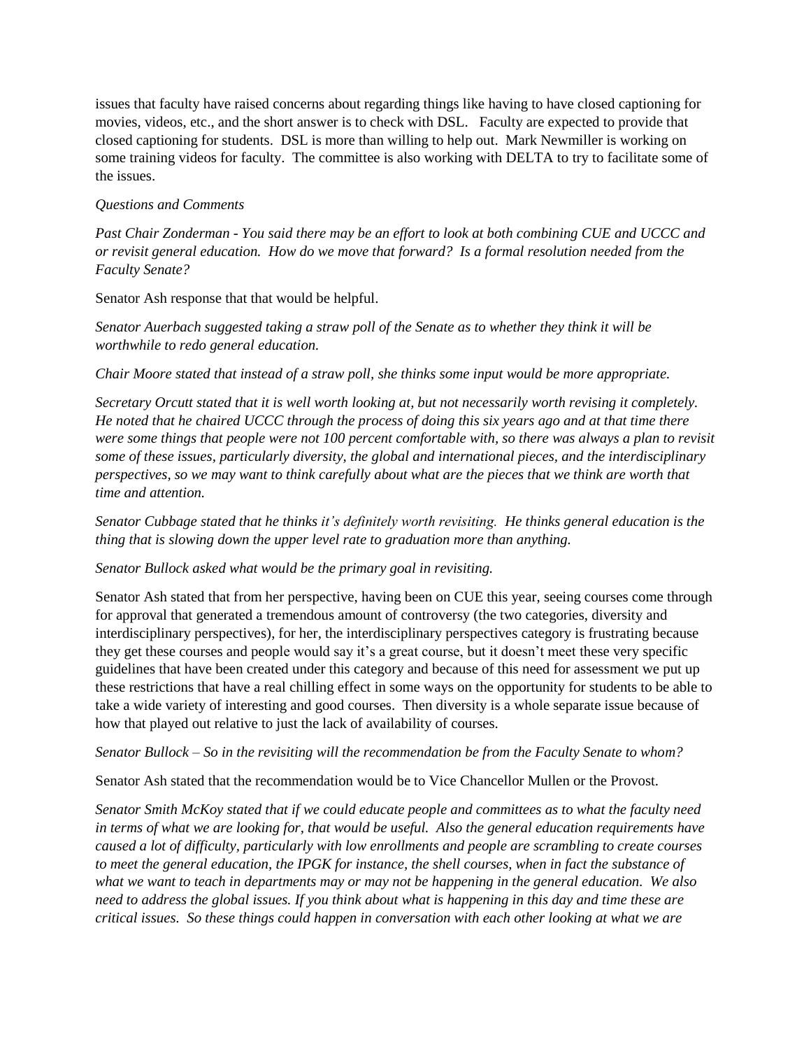issues that faculty have raised concerns about regarding things like having to have closed captioning for movies, videos, etc., and the short answer is to check with DSL. Faculty are expected to provide that closed captioning for students. DSL is more than willing to help out. Mark Newmiller is working on some training videos for faculty. The committee is also working with DELTA to try to facilitate some of the issues.

*Questions and Comments*

*Past Chair Zonderman - You said there may be an effort to look at both combining CUE and UCCC and or revisit general education. How do we move that forward? Is a formal resolution needed from the Faculty Senate?*

Senator Ash response that that would be helpful.

*Senator Auerbach suggested taking a straw poll of the Senate as to whether they think it will be worthwhile to redo general education.*

*Chair Moore stated that instead of a straw poll, she thinks some input would be more appropriate.*

*Secretary Orcutt stated that it is well worth looking at, but not necessarily worth revising it completely. He noted that he chaired UCCC through the process of doing this six years ago and at that time there were some things that people were not 100 percent comfortable with, so there was always a plan to revisit some of these issues, particularly diversity, the global and international pieces, and the interdisciplinary perspectives, so we may want to think carefully about what are the pieces that we think are worth that time and attention.*

*Senator Cubbage stated that he thinks it's definitely worth revisiting. He thinks general education is the thing that is slowing down the upper level rate to graduation more than anything.*

*Senator Bullock asked what would be the primary goal in revisiting.*

Senator Ash stated that from her perspective, having been on CUE this year, seeing courses come through for approval that generated a tremendous amount of controversy (the two categories, diversity and interdisciplinary perspectives), for her, the interdisciplinary perspectives category is frustrating because they get these courses and people would say it's a great course, but it doesn't meet these very specific guidelines that have been created under this category and because of this need for assessment we put up these restrictions that have a real chilling effect in some ways on the opportunity for students to be able to take a wide variety of interesting and good courses. Then diversity is a whole separate issue because of how that played out relative to just the lack of availability of courses.

*Senator Bullock – So in the revisiting will the recommendation be from the Faculty Senate to whom?*

Senator Ash stated that the recommendation would be to Vice Chancellor Mullen or the Provost.

*Senator Smith McKoy stated that if we could educate people and committees as to what the faculty need in terms of what we are looking for, that would be useful. Also the general education requirements have caused a lot of difficulty, particularly with low enrollments and people are scrambling to create courses to meet the general education, the IPGK for instance, the shell courses, when in fact the substance of what we want to teach in departments may or may not be happening in the general education. We also need to address the global issues. If you think about what is happening in this day and time these are critical issues. So these things could happen in conversation with each other looking at what we are*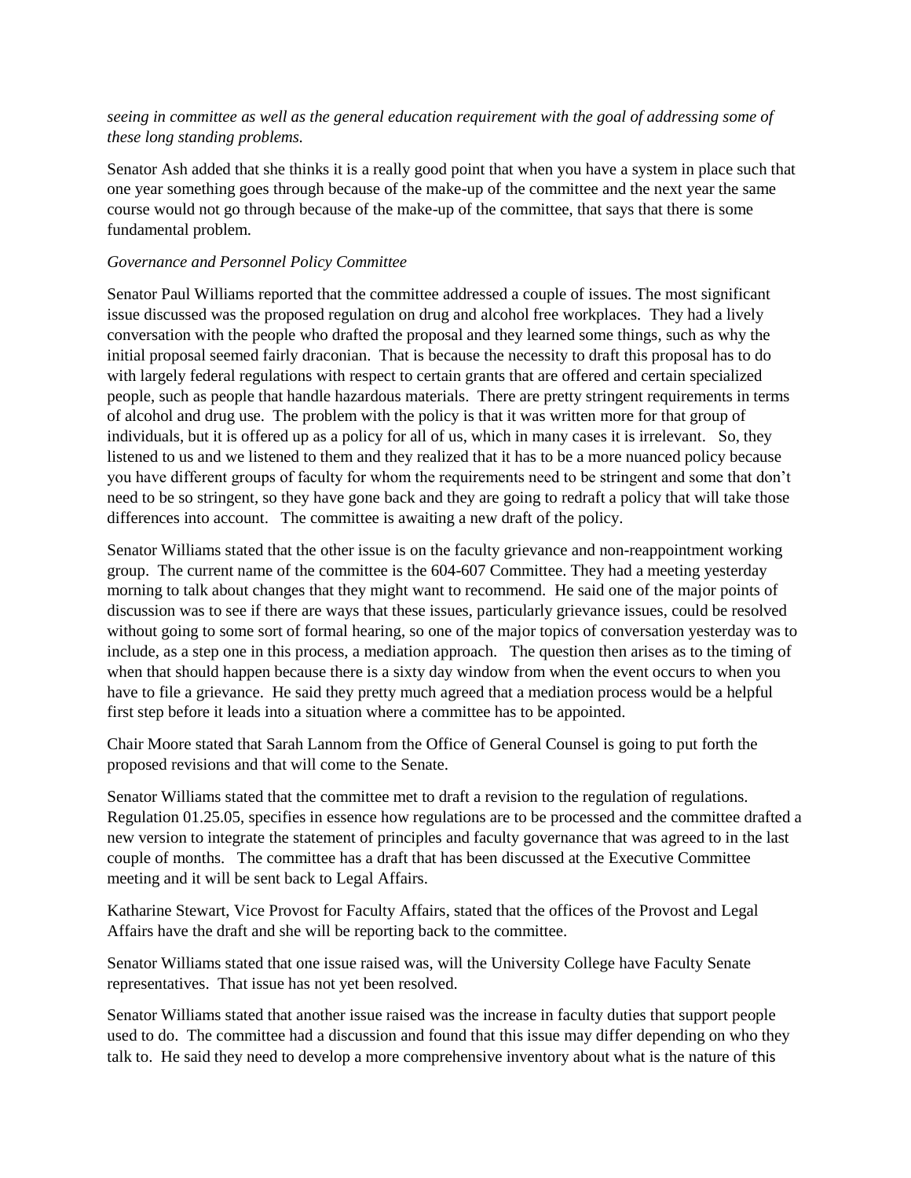*seeing in committee as well as the general education requirement with the goal of addressing some of these long standing problems.*

Senator Ash added that she thinks it is a really good point that when you have a system in place such that one year something goes through because of the make-up of the committee and the next year the same course would not go through because of the make-up of the committee, that says that there is some fundamental problem.

*Governance and Personnel Policy Committee*

Senator Paul Williams reported that the committee addressed a couple of issues. The most significant issue discussed was the proposed regulation on drug and alcohol free workplaces. They had a lively conversation with the people who drafted the proposal and they learned some things, such as why the initial proposal seemed fairly draconian. That is because the necessity to draft this proposal has to do with largely federal regulations with respect to certain grants that are offered and certain specialized people, such as people that handle hazardous materials. There are pretty stringent requirements in terms of alcohol and drug use. The problem with the policy is that it was written more for that group of individuals, but it is offered up as a policy for all of us, which in many cases it is irrelevant. So, they listened to us and we listened to them and they realized that it has to be a more nuanced policy because you have different groups of faculty for whom the requirements need to be stringent and some that don't need to be so stringent, so they have gone back and they are going to redraft a policy that will take those differences into account. The committee is awaiting a new draft of the policy.

Senator Williams stated that the other issue is on the faculty grievance and non-reappointment working group. The current name of the committee is the 604-607 Committee. They had a meeting yesterday morning to talk about changes that they might want to recommend. He said one of the major points of discussion was to see if there are ways that these issues, particularly grievance issues, could be resolved without going to some sort of formal hearing, so one of the major topics of conversation yesterday was to include, as a step one in this process, a mediation approach. The question then arises as to the timing of when that should happen because there is a sixty day window from when the event occurs to when you have to file a grievance. He said they pretty much agreed that a mediation process would be a helpful first step before it leads into a situation where a committee has to be appointed.

Chair Moore stated that Sarah Lannom from the Office of General Counsel is going to put forth the proposed revisions and that will come to the Senate.

Senator Williams stated that the committee met to draft a revision to the regulation of regulations. Regulation 01.25.05, specifies in essence how regulations are to be processed and the committee drafted a new version to integrate the statement of principles and faculty governance that was agreed to in the last couple of months. The committee has a draft that has been discussed at the Executive Committee meeting and it will be sent back to Legal Affairs.

Katharine Stewart, Vice Provost for Faculty Affairs, stated that the offices of the Provost and Legal Affairs have the draft and she will be reporting back to the committee.

Senator Williams stated that one issue raised was, will the University College have Faculty Senate representatives. That issue has not yet been resolved.

Senator Williams stated that another issue raised was the increase in faculty duties that support people used to do. The committee had a discussion and found that this issue may differ depending on who they talk to. He said they need to develop a more comprehensive inventory about what is the nature of this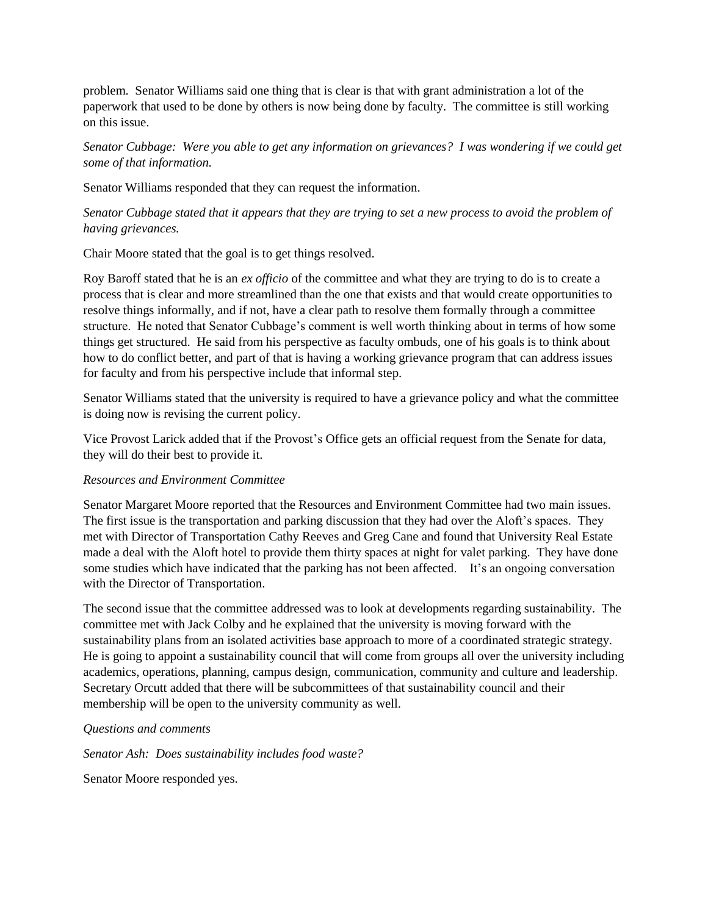problem. Senator Williams said one thing that is clear is that with grant administration a lot of the paperwork that used to be done by others is now being done by faculty. The committee is still working on this issue.

*Senator Cubbage: Were you able to get any information on grievances? I was wondering if we could get some of that information.*

Senator Williams responded that they can request the information.

*Senator Cubbage stated that it appears that they are trying to set a new process to avoid the problem of having grievances.*

Chair Moore stated that the goal is to get things resolved.

Roy Baroff stated that he is an *ex officio* of the committee and what they are trying to do is to create a process that is clear and more streamlined than the one that exists and that would create opportunities to resolve things informally, and if not, have a clear path to resolve them formally through a committee structure. He noted that Senator Cubbage's comment is well worth thinking about in terms of how some things get structured. He said from his perspective as faculty ombuds, one of his goals is to think about how to do conflict better, and part of that is having a working grievance program that can address issues for faculty and from his perspective include that informal step.

Senator Williams stated that the university is required to have a grievance policy and what the committee is doing now is revising the current policy.

Vice Provost Larick added that if the Provost's Office gets an official request from the Senate for data, they will do their best to provide it.

*Resources and Environment Committee*

Senator Margaret Moore reported that the Resources and Environment Committee had two main issues. The first issue is the transportation and parking discussion that they had over the Aloft's spaces. They met with Director of Transportation Cathy Reeves and Greg Cane and found that University Real Estate made a deal with the Aloft hotel to provide them thirty spaces at night for valet parking. They have done some studies which have indicated that the parking has not been affected. It's an ongoing conversation with the Director of Transportation.

The second issue that the committee addressed was to look at developments regarding sustainability. The committee met with Jack Colby and he explained that the university is moving forward with the sustainability plans from an isolated activities base approach to more of a coordinated strategic strategy. He is going to appoint a sustainability council that will come from groups all over the university including academics, operations, planning, campus design, communication, community and culture and leadership. Secretary Orcutt added that there will be subcommittees of that sustainability council and their membership will be open to the university community as well.

*Questions and comments*

*Senator Ash: Does sustainability includes food waste?*

Senator Moore responded yes.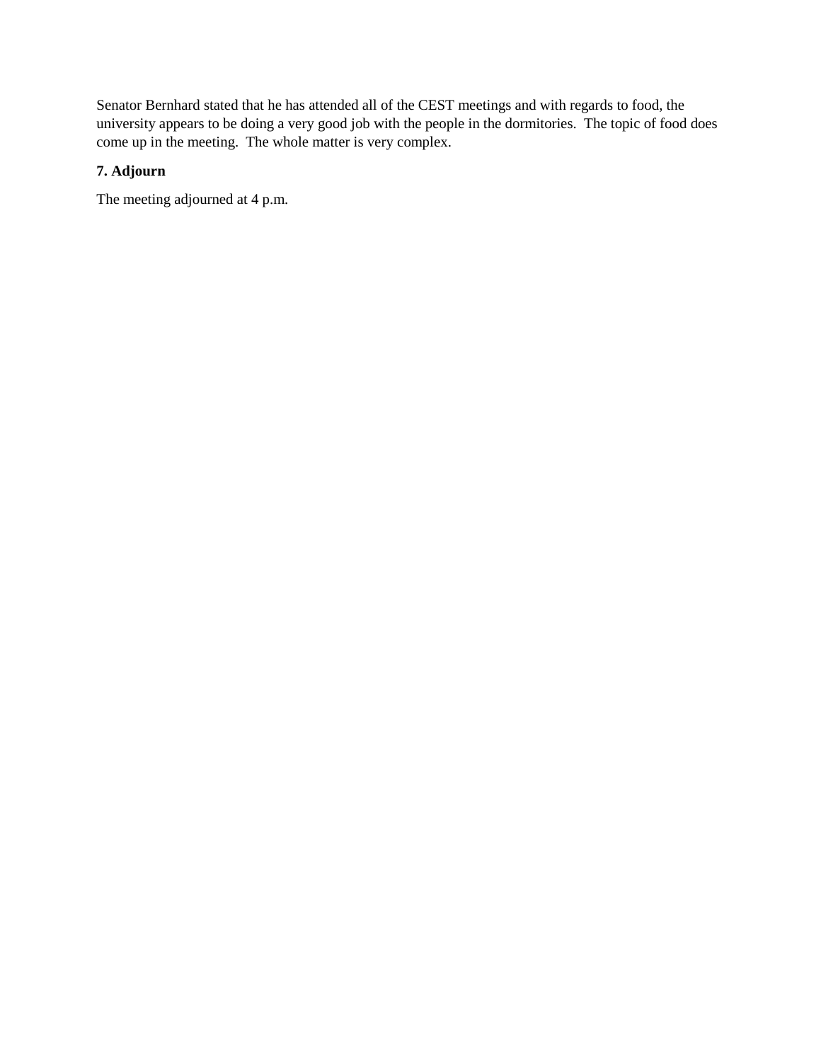Senator Bernhard stated that he has attended all of the CEST meetings and with regards to food, the university appears to be doing a very good job with the people in the dormitories.  The topic of food does come up in the meeting.  The whole matter is very complex.

**7. Adjourn**

The meeting adjourned at 4 p.m.